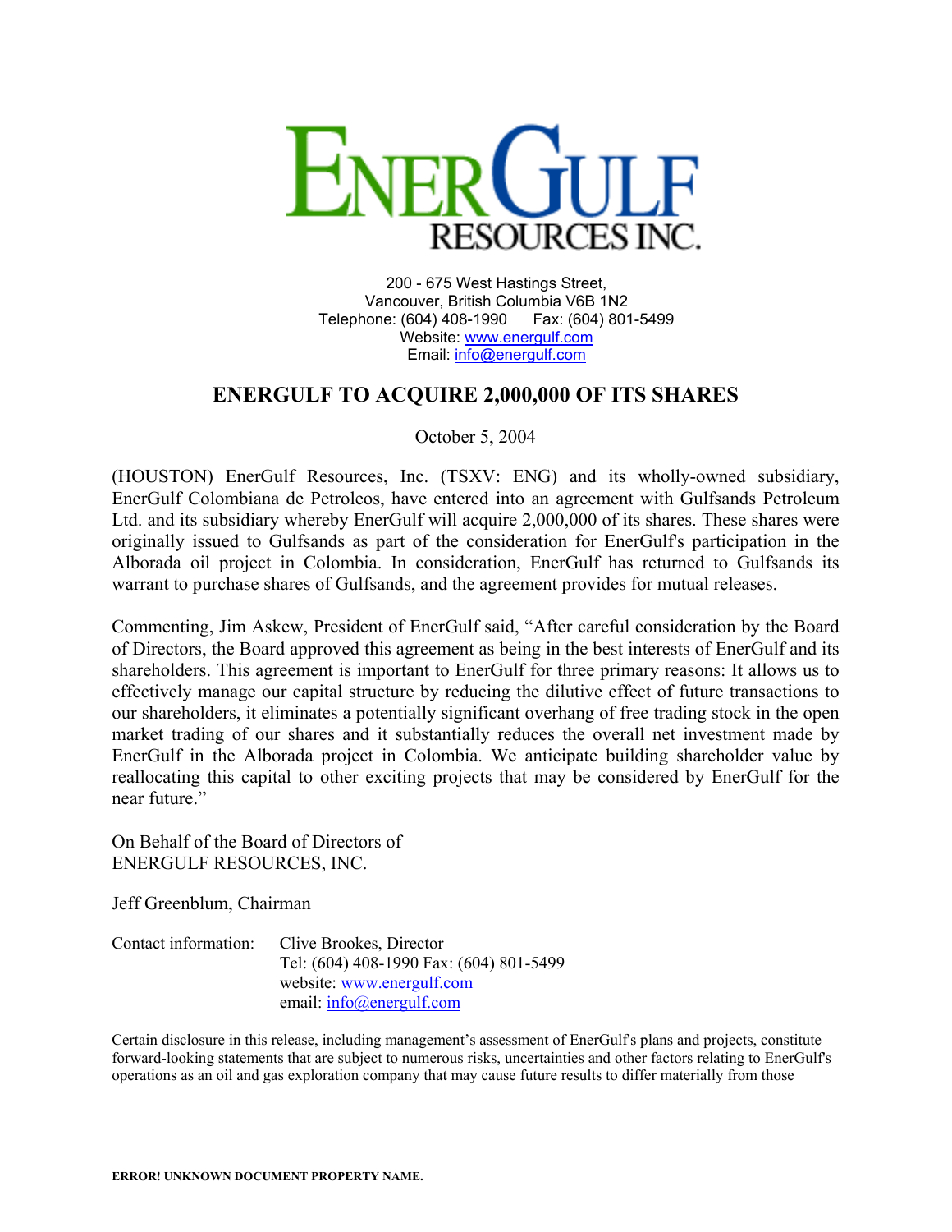# ENERGULF RESOURCES INC.

200 - 675 West Hastings Street,
Vancouver, British Columbia V6B 1N2
Telephone: (604) 408-1990 Fax: (604) 801-5499
Website: www.energulf.com
Email: info@energulf.com

## ENERGULF TO ACQUIRE 2,000,000 OF ITS SHARES

October 5, 2004

(HOUSTON) EnerGulf Resources, Inc. (TSXV: ENG) and its wholly-owned subsidiary, EnerGulf Colombiana de Petroleos, have entered into an agreement with Gulfsands Petroleum Ltd. and its subsidiary whereby EnerGulf will acquire 2,000,000 of its shares. These shares were originally issued to Gulfsands as part of the consideration for EnerGulf's participation in the Alborada oil project in Colombia. In consideration, EnerGulf has returned to Gulfsands its warrant to purchase shares of Gulfsands, and the agreement provides for mutual releases.

Commenting, Jim Askew, President of EnerGulf said, "After careful consideration by the Board of Directors, the Board approved this agreement as being in the best interests of EnerGulf and its shareholders. This agreement is important to EnerGulf for three primary reasons: It allows us to effectively manage our capital structure by reducing the dilutive effect of future transactions to our shareholders, it eliminates a potentially significant overhang of free trading stock in the open market trading of our shares and it substantially reduces the overall net investment made by EnerGulf in the Alborada project in Colombia. We anticipate building shareholder value by reallocating this capital to other exciting projects that may be considered by EnerGulf for the near future."

On Behalf of the Board of Directors of
ENERGULF RESOURCES, INC.

Jeff Greenblum, Chairman

Contact information: Clive Brookes, Director
Tel: (604) 408-1990 Fax: (604) 801-5499
website: www.energulf.com
email: info@energulf.com

Certain disclosure in this release, including management's assessment of EnerGulf's plans and projects, constitute forward-looking statements that are subject to numerous risks, uncertainties and other factors relating to EnerGulf's operations as an oil and gas exploration company that may cause future results to differ materially from those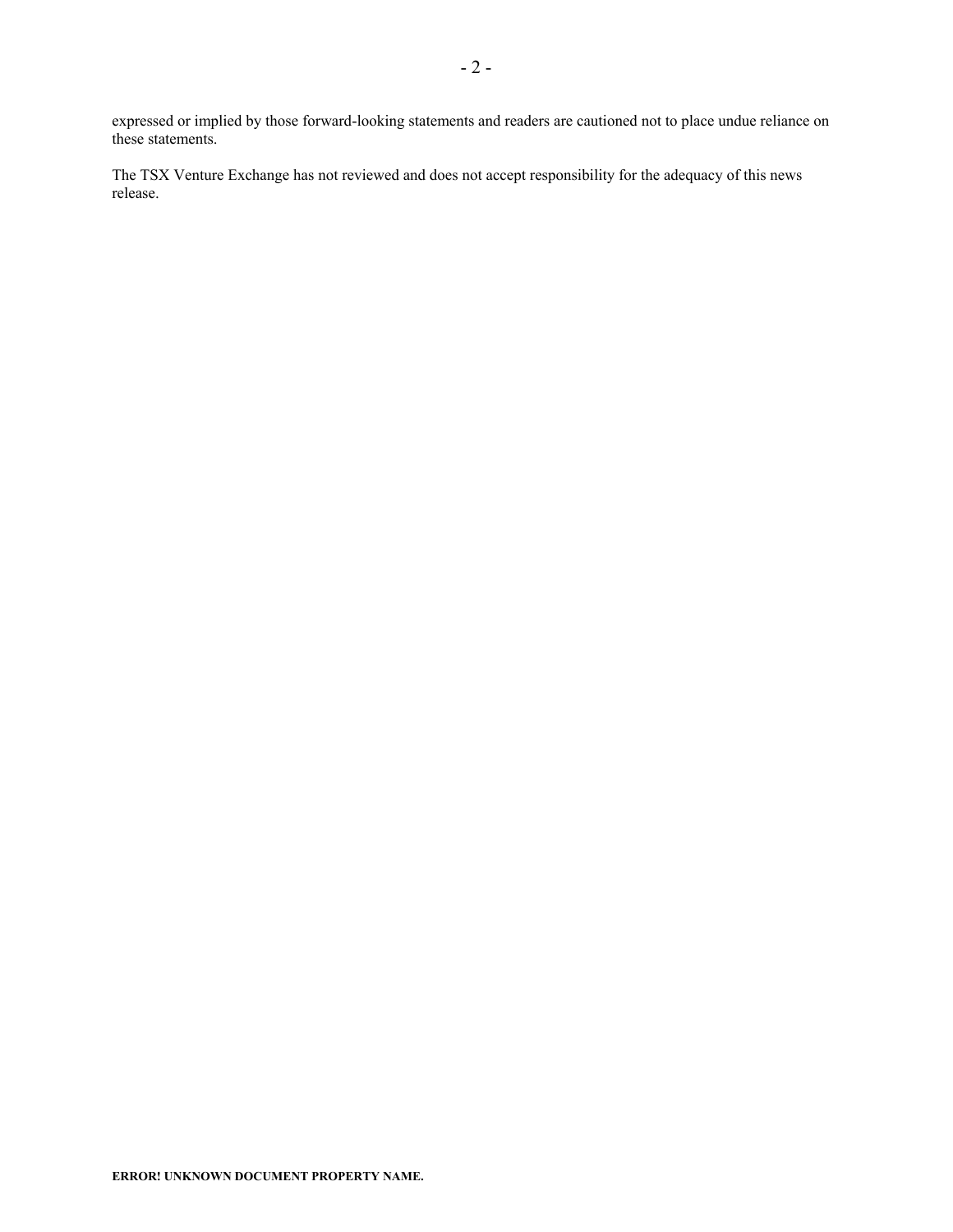expressed or implied by those forward-looking statements and readers are cautioned not to place undue reliance on these statements.

The TSX Venture Exchange has not reviewed and does not accept responsibility for the adequacy of this news release.